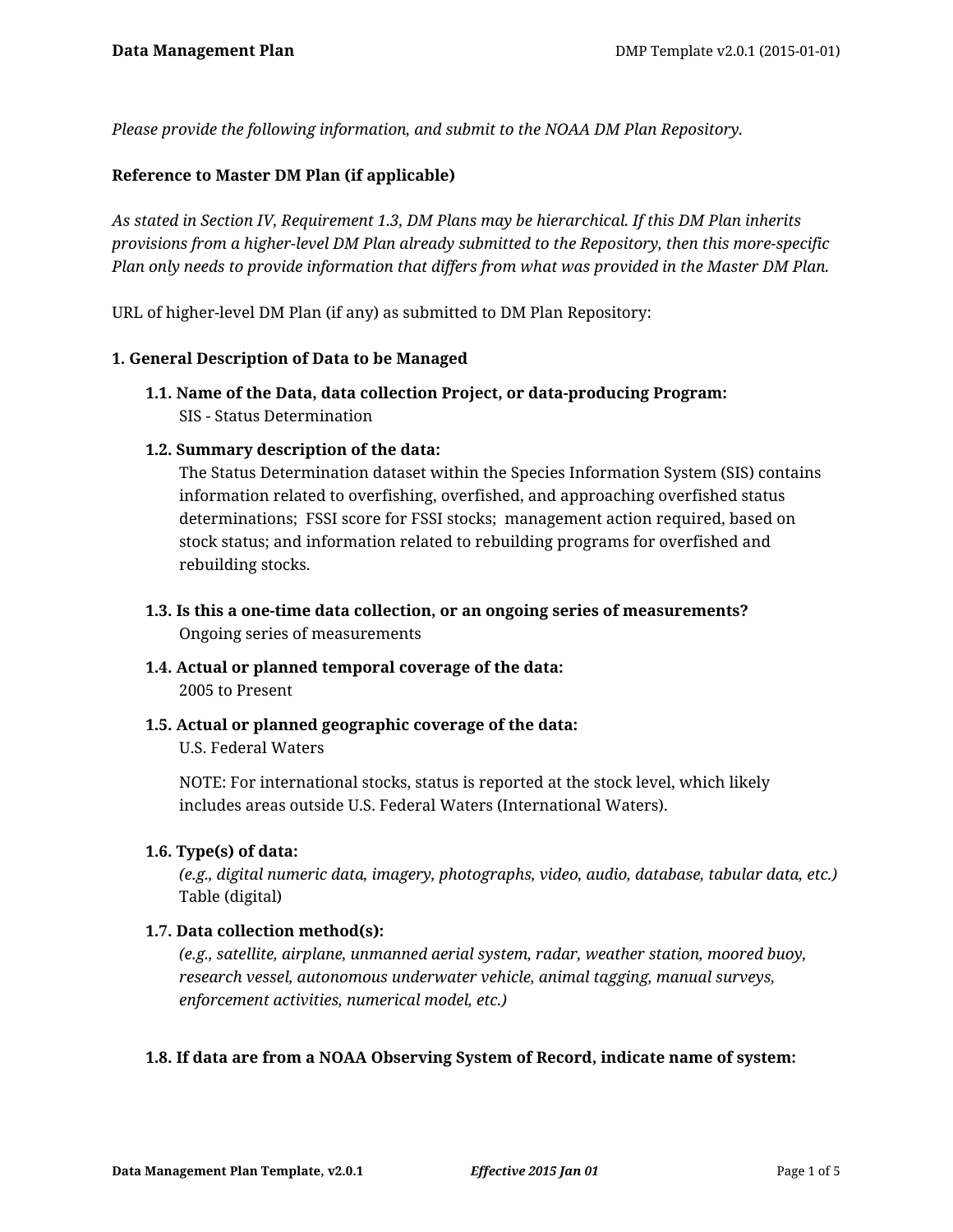*Please provide the following information, and submit to the NOAA DM Plan Repository.*

**Reference to Master DM Plan (if applicable)**

*As stated in Section IV, Requirement 1.3, DM Plans may be hierarchical. If this DM Plan inherits provisions from a higher-level DM Plan already submitted to the Repository, then this more-specific Plan only needs to provide information that differs from what was provided in the Master DM Plan.*

URL of higher-level DM Plan (if any) as submitted to DM Plan Repository:

## 1. General Description of Data to be Managed

### 1.1. Name of the Data, data collection Project, or data-producing Program:

SIS - Status Determination

### 1.2. Summary description of the data:

The Status Determination dataset within the Species Information System (SIS) contains information related to overfishing, overfished, and approaching overfished status determinations; FSSI score for FSSI stocks; management action required, based on stock status; and information related to rebuilding programs for overfished and rebuilding stocks.

### 1.3. Is this a one-time data collection, or an ongoing series of measurements?

Ongoing series of measurements

### 1.4. Actual or planned temporal coverage of the data:

2005 to Present

### 1.5. Actual or planned geographic coverage of the data:

U.S. Federal Waters

NOTE: For international stocks, status is reported at the stock level, which likely includes areas outside U.S. Federal Waters (International Waters).

### 1.6. Type(s) of data:

*(e.g., digital numeric data, imagery, photographs, video, audio, database, tabular data, etc.)*

Table (digital)

### 1.7. Data collection method(s):

*(e.g., satellite, airplane, unmanned aerial system, radar, weather station, moored buoy, research vessel, autonomous underwater vehicle, animal tagging, manual surveys, enforcement activities, numerical model, etc.)*

### 1.8. If data are from a NOAA Observing System of Record, indicate name of system: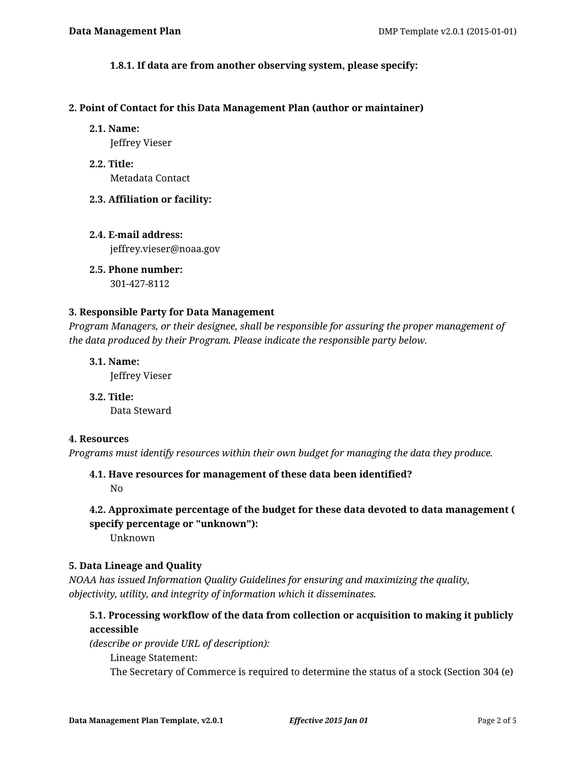#### 1.8.1. If data are from another observing system, please specify:

### 2. Point of Contact for this Data Management Plan (author or maintainer)

**2.1. Name:**
Jeffrey Vieser

**2.2. Title:**
Metadata Contact

**2.3. Affiliation or facility:**

**2.4. E-mail address:**
jeffrey.vieser@noaa.gov

**2.5. Phone number:**
301-427-8112

### 3. Responsible Party for Data Management

*Program Managers, or their designee, shall be responsible for assuring the proper management of the data produced by their Program. Please indicate the responsible party below.*

**3.1. Name:**
Jeffrey Vieser

**3.2. Title:**
Data Steward

### 4. Resources

*Programs must identify resources within their own budget for managing the data they produce.*

**4.1. Have resources for management of these data been identified?**
No

**4.2. Approximate percentage of the budget for these data devoted to data management ( specify percentage or "unknown"):**
Unknown

### 5. Data Lineage and Quality

*NOAA has issued Information Quality Guidelines for ensuring and maximizing the quality, objectivity, utility, and integrity of information which it disseminates.*

**5.1. Processing workflow of the data from collection or acquisition to making it publicly accessible**
*(describe or provide URL of description):*

Lineage Statement:
The Secretary of Commerce is required to determine the status of a stock (Section 304 (e)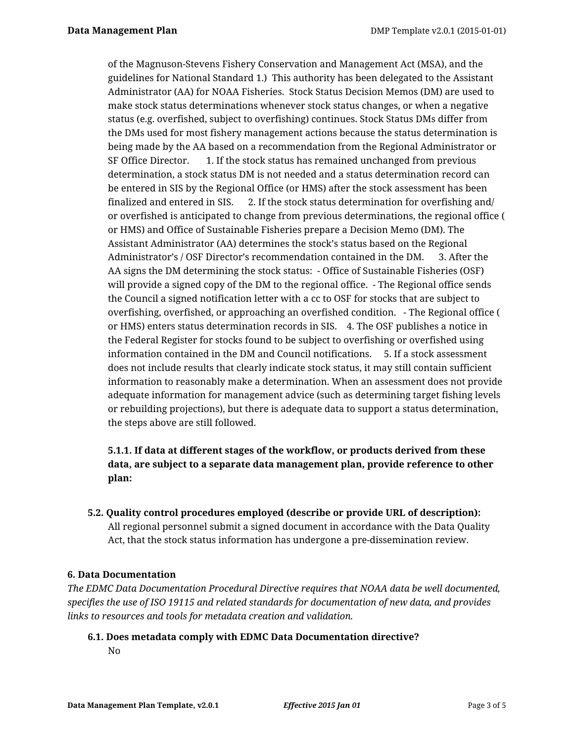of the Magnuson-Stevens Fishery Conservation and Management Act (MSA), and the guidelines for National Standard 1.)  This authority has been delegated to the Assistant Administrator (AA) for NOAA Fisheries.  Stock Status Decision Memos (DM) are used to make stock status determinations whenever stock status changes, or when a negative status (e.g. overfished, subject to overfishing) continues. Stock Status DMs differ from the DMs used for most fishery management actions because the status determination is being made by the AA based on a recommendation from the Regional Administrator or SF Office Director.     1. If the stock status has remained unchanged from previous determination, a stock status DM is not needed and a status determination record can be entered in SIS by the Regional Office (or HMS) after the stock assessment has been finalized and entered in SIS.     2. If the stock status determination for overfishing and/or overfished is anticipated to change from previous determinations, the regional office ( or HMS) and Office of Sustainable Fisheries prepare a Decision Memo (DM). The Assistant Administrator (AA) determines the stock's status based on the Regional Administrator's / OSF Director's recommendation contained in the DM.     3. After the AA signs the DM determining the stock status:  - Office of Sustainable Fisheries (OSF) will provide a signed copy of the DM to the regional office.  - The Regional office sends the Council a signed notification letter with a cc to OSF for stocks that are subject to overfishing, overfished, or approaching an overfished condition.   - The Regional office ( or HMS) enters status determination records in SIS.    4. The OSF publishes a notice in the Federal Register for stocks found to be subject to overfishing or overfished using information contained in the DM and Council notifications.     5. If a stock assessment does not include results that clearly indicate stock status, it may still contain sufficient information to reasonably make a determination. When an assessment does not provide adequate information for management advice (such as determining target fishing levels or rebuilding projections), but there is adequate data to support a status determination, the steps above are still followed.

**5.1.1. If data at different stages of the workflow, or products derived from these data, are subject to a separate data management plan, provide reference to other plan:**

**5.2. Quality control procedures employed (describe or provide URL of description):**

All regional personnel submit a signed document in accordance with the Data Quality Act, that the stock status information has undergone a pre-dissemination review.

### 6. Data Documentation

*The EDMC Data Documentation Procedural Directive requires that NOAA data be well documented, specifies the use of ISO 19115 and related standards for documentation of new data, and provides links to resources and tools for metadata creation and validation.*

**6.1. Does metadata comply with EDMC Data Documentation directive?**

No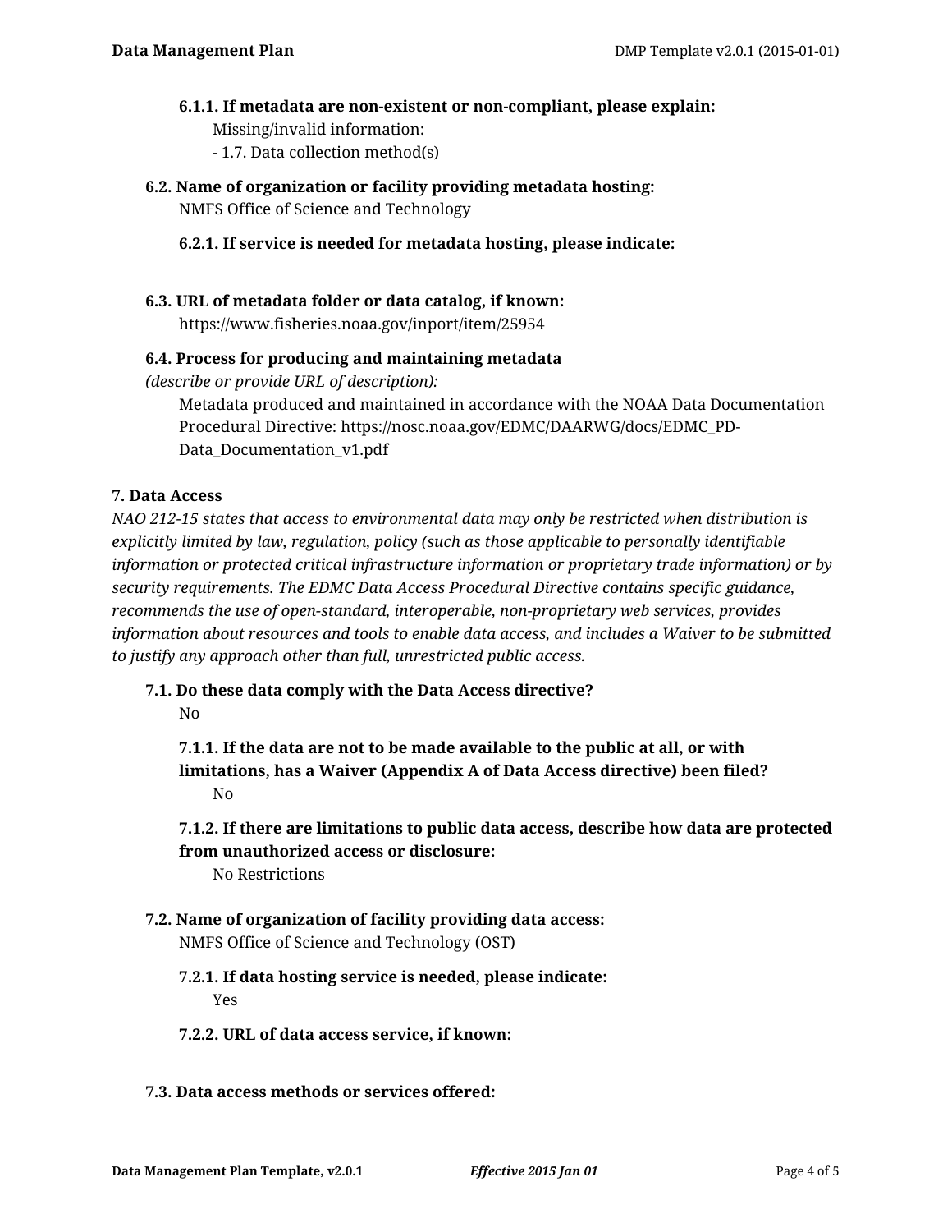**6.1.1. If metadata are non-existent or non-compliant, please explain:**

Missing/invalid information:

- 1.7. Data collection method(s)

**6.2. Name of organization or facility providing metadata hosting:**

NMFS Office of Science and Technology

**6.2.1. If service is needed for metadata hosting, please indicate:**

**6.3. URL of metadata folder or data catalog, if known:**

https://www.fisheries.noaa.gov/inport/item/25954

**6.4. Process for producing and maintaining metadata**
*(describe or provide URL of description):*

Metadata produced and maintained in accordance with the NOAA Data Documentation Procedural Directive: https://nosc.noaa.gov/EDMC/DAARWG/docs/EDMC_PD-Data_Documentation_v1.pdf

**7. Data Access**

*NAO 212-15 states that access to environmental data may only be restricted when distribution is explicitly limited by law, regulation, policy (such as those applicable to personally identifiable information or protected critical infrastructure information or proprietary trade information) or by security requirements. The EDMC Data Access Procedural Directive contains specific guidance, recommends the use of open-standard, interoperable, non-proprietary web services, provides information about resources and tools to enable data access, and includes a Waiver to be submitted to justify any approach other than full, unrestricted public access.*

**7.1. Do these data comply with the Data Access directive?**

No

**7.1.1. If the data are not to be made available to the public at all, or with limitations, has a Waiver (Appendix A of Data Access directive) been filed?**

No

**7.1.2. If there are limitations to public data access, describe how data are protected from unauthorized access or disclosure:**

No Restrictions

**7.2. Name of organization of facility providing data access:**

NMFS Office of Science and Technology (OST)

**7.2.1. If data hosting service is needed, please indicate:**

Yes

**7.2.2. URL of data access service, if known:**

**7.3. Data access methods or services offered:**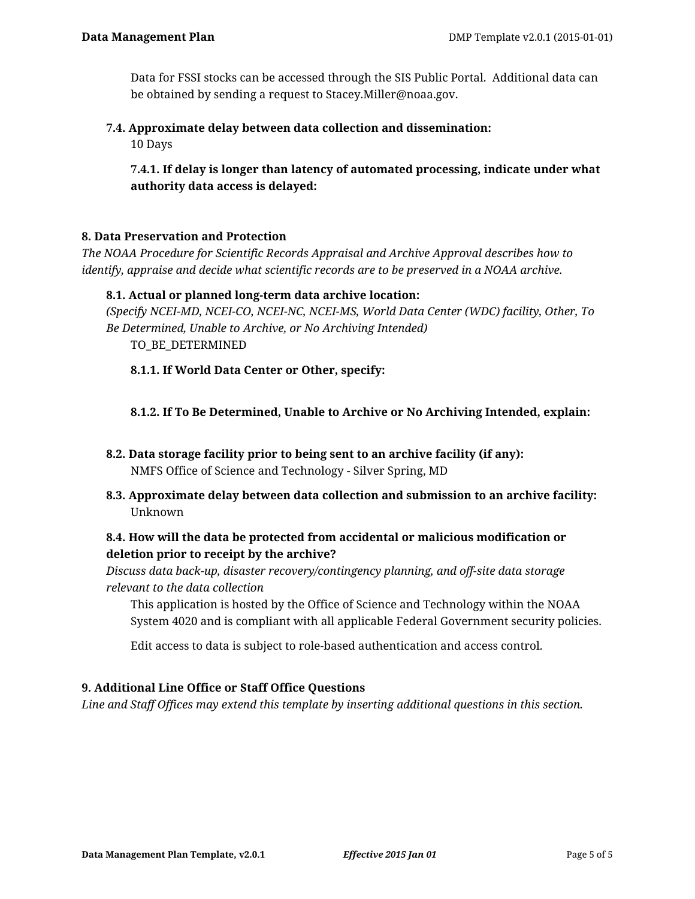Data for FSSI stocks can be accessed through the SIS Public Portal. Additional data can be obtained by sending a request to Stacey.Miller@noaa.gov.

**7.4. Approximate delay between data collection and dissemination:**

10 Days

**7.4.1. If delay is longer than latency of automated processing, indicate under what authority data access is delayed:**

## 8. Data Preservation and Protection

*The NOAA Procedure for Scientific Records Appraisal and Archive Approval describes how to identify, appraise and decide what scientific records are to be preserved in a NOAA archive.*

**8.1. Actual or planned long-term data archive location:**

*(Specify NCEI-MD, NCEI-CO, NCEI-NC, NCEI-MS, World Data Center (WDC) facility, Other, To Be Determined, Unable to Archive, or No Archiving Intended)*

TO_BE_DETERMINED

**8.1.1. If World Data Center or Other, specify:**

**8.1.2. If To Be Determined, Unable to Archive or No Archiving Intended, explain:**

**8.2. Data storage facility prior to being sent to an archive facility (if any):**

NMFS Office of Science and Technology - Silver Spring, MD

**8.3. Approximate delay between data collection and submission to an archive facility:**

Unknown

**8.4. How will the data be protected from accidental or malicious modification or deletion prior to receipt by the archive?**

*Discuss data back-up, disaster recovery/contingency planning, and off-site data storage relevant to the data collection*

This application is hosted by the Office of Science and Technology within the NOAA System 4020 and is compliant with all applicable Federal Government security policies.

Edit access to data is subject to role-based authentication and access control.

## 9. Additional Line Office or Staff Office Questions

*Line and Staff Offices may extend this template by inserting additional questions in this section.*